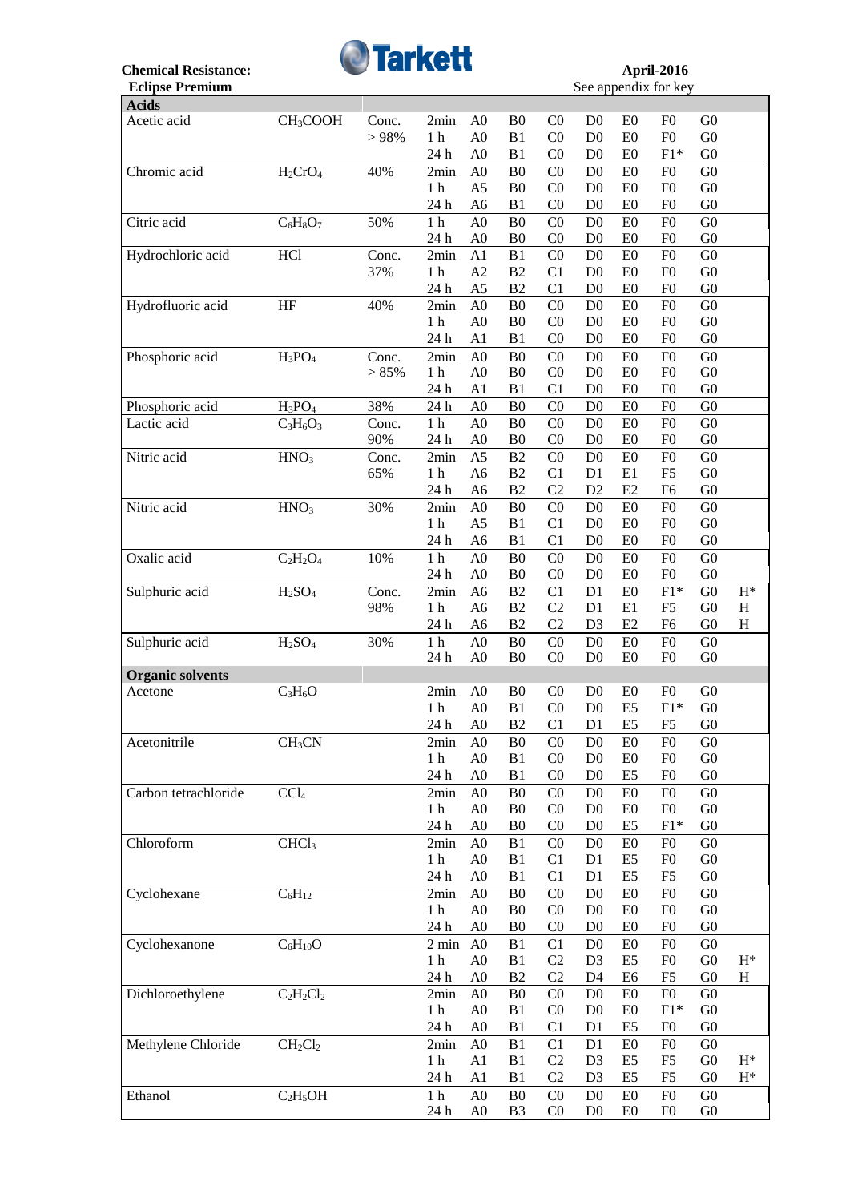**Chemical Resistance:**
**Eclipse Premium**

Tarkett

**April-2016**
See appendix for key

| | | | | | | | | | | | |
|---|---|---|---|---|---|---|---|---|---|---|---|
| **Acids** | | | | | | | | | | | |
| Acetic acid | $CH_3COOH$ | Conc. | 2min | A0 | B0 | C0 | D0 | E0 | F0 | G0 | |
| | | > 98% | 1 h | A0 | B1 | C0 | D0 | E0 | F0 | G0 | |
| | | | 24 h | A0 | B1 | C0 | D0 | E0 | F1* | G0 | |
| Chromic acid | $H_2CrO_4$ | 40% | 2min | A0 | B0 | C0 | D0 | E0 | F0 | G0 | |
| | | | 1 h | A5 | B0 | C0 | D0 | E0 | F0 | G0 | |
| | | | 24 h | A6 | B1 | C0 | D0 | E0 | F0 | G0 | |
| Citric acid | $C_6H_8O_7$ | 50% | 1 h | A0 | B0 | C0 | D0 | E0 | F0 | G0 | |
| | | | 24 h | A0 | B0 | C0 | D0 | E0 | F0 | G0 | |
| Hydrochloric acid | HCl | Conc. | 2min | A1 | B1 | C0 | D0 | E0 | F0 | G0 | |
| | | 37% | 1 h | A2 | B2 | C1 | D0 | E0 | F0 | G0 | |
| | | | 24 h | A5 | B2 | C1 | D0 | E0 | F0 | G0 | |
| Hydrofluoric acid | HF | 40% | 2min | A0 | B0 | C0 | D0 | E0 | F0 | G0 | |
| | | | 1 h | A0 | B0 | C0 | D0 | E0 | F0 | G0 | |
| | | | 24 h | A1 | B1 | C0 | D0 | E0 | F0 | G0 | |
| Phosphoric acid | $H_3PO_4$ | Conc. | 2min | A0 | B0 | C0 | D0 | E0 | F0 | G0 | |
| | | > 85% | 1 h | A0 | B0 | C0 | D0 | E0 | F0 | G0 | |
| | | | 24 h | A1 | B1 | C1 | D0 | E0 | F0 | G0 | |
| Phosphoric acid | $H_3PO_4$ | 38% | 24 h | A0 | B0 | C0 | D0 | E0 | F0 | G0 | |
| Lactic acid | $C_3H_6O_3$ | Conc. | 1 h | A0 | B0 | C0 | D0 | E0 | F0 | G0 | |
| | | 90% | 24 h | A0 | B0 | C0 | D0 | E0 | F0 | G0 | |
| Nitric acid | $HNO_3$ | Conc. | 2min | A5 | B2 | C0 | D0 | E0 | F0 | G0 | |
| | | 65% | 1 h | A6 | B2 | C1 | D1 | E1 | F5 | G0 | |
| | | | 24 h | A6 | B2 | C2 | D2 | E2 | F6 | G0 | |
| Nitric acid | $HNO_3$ | 30% | 2min | A0 | B0 | C0 | D0 | E0 | F0 | G0 | |
| | | | 1 h | A5 | B1 | C1 | D0 | E0 | F0 | G0 | |
| | | | 24 h | A6 | B1 | C1 | D0 | E0 | F0 | G0 | |
| Oxalic acid | $C_2H_2O_4$ | 10% | 1 h | A0 | B0 | C0 | D0 | E0 | F0 | G0 | |
| | | | 24 h | A0 | B0 | C0 | D0 | E0 | F0 | G0 | |
| Sulphuric acid | $H_2SO_4$ | Conc. | 2min | A6 | B2 | C1 | D1 | E0 | F1* | G0 | H* |
| | | 98% | 1 h | A6 | B2 | C2 | D1 | E1 | F5 | G0 | H |
| | | | 24 h | A6 | B2 | C2 | D3 | E2 | F6 | G0 | H |
| Sulphuric acid | $H_2SO_4$ | 30% | 1 h | A0 | B0 | C0 | D0 | E0 | F0 | G0 | |
| | | | 24 h | A0 | B0 | C0 | D0 | E0 | F0 | G0 | |
| **Organic solvents** | | | | | | | | | | | |
| Acetone | $C_3H_6O$ | | 2min | A0 | B0 | C0 | D0 | E0 | F0 | G0 | |
| | | | 1 h | A0 | B1 | C0 | D0 | E5 | F1* | G0 | |
| | | | 24 h | A0 | B2 | C1 | D1 | E5 | F5 | G0 | |
| Acetonitrile | $CH_3CN$ | | 2min | A0 | B0 | C0 | D0 | E0 | F0 | G0 | |
| | | | 1 h | A0 | B1 | C0 | D0 | E0 | F0 | G0 | |
| | | | 24 h | A0 | B1 | C0 | D0 | E5 | F0 | G0 | |
| Carbon tetrachloride | $CCl_4$ | | 2min | A0 | B0 | C0 | D0 | E0 | F0 | G0 | |
| | | | 1 h | A0 | B0 | C0 | D0 | E0 | F0 | G0 | |
| | | | 24 h | A0 | B0 | C0 | D0 | E5 | F1* | G0 | |
| Chloroform | $CHCl_3$ | | 2min | A0 | B1 | C0 | D0 | E0 | F0 | G0 | |
| | | | 1 h | A0 | B1 | C1 | D1 | E5 | F0 | G0 | |
| | | | 24 h | A0 | B1 | C1 | D1 | E5 | F5 | G0 | |
| Cyclohexane | $C_6H_{12}$ | | 2min | A0 | B0 | C0 | D0 | E0 | F0 | G0 | |
| | | | 1 h | A0 | B0 | C0 | D0 | E0 | F0 | G0 | |
| | | | 24 h | A0 | B0 | C0 | D0 | E0 | F0 | G0 | |
| Cyclohexanone | $C_6H_{10}O$ | | 2 min | A0 | B1 | C1 | D0 | E0 | F0 | G0 | |
| | | | 1 h | A0 | B1 | C2 | D3 | E5 | F0 | G0 | H* |
| | | | 24 h | A0 | B2 | C2 | D4 | E6 | F5 | G0 | H |
| Dichloroethylene | $C_2H_2Cl_2$ | | 2min | A0 | B0 | C0 | D0 | E0 | F0 | G0 | |
| | | | 1 h | A0 | B1 | C0 | D0 | E0 | F1* | G0 | |
| | | | 24 h | A0 | B1 | C1 | D1 | E5 | F0 | G0 | |
| Methylene Chloride | $CH_2Cl_2$ | | 2min | A0 | B1 | C1 | D1 | E0 | F0 | G0 | |
| | | | 1 h | A1 | B1 | C2 | D3 | E5 | F5 | G0 | H* |
| | | | 24 h | A1 | B1 | C2 | D3 | E5 | F5 | G0 | H* |
| Ethanol | $C_2H_5OH$ | | 1 h | A0 | B0 | C0 | D0 | E0 | F0 | G0 | |
| | | | 24 h | A0 | B3 | C0 | D0 | E0 | F0 | G0 | |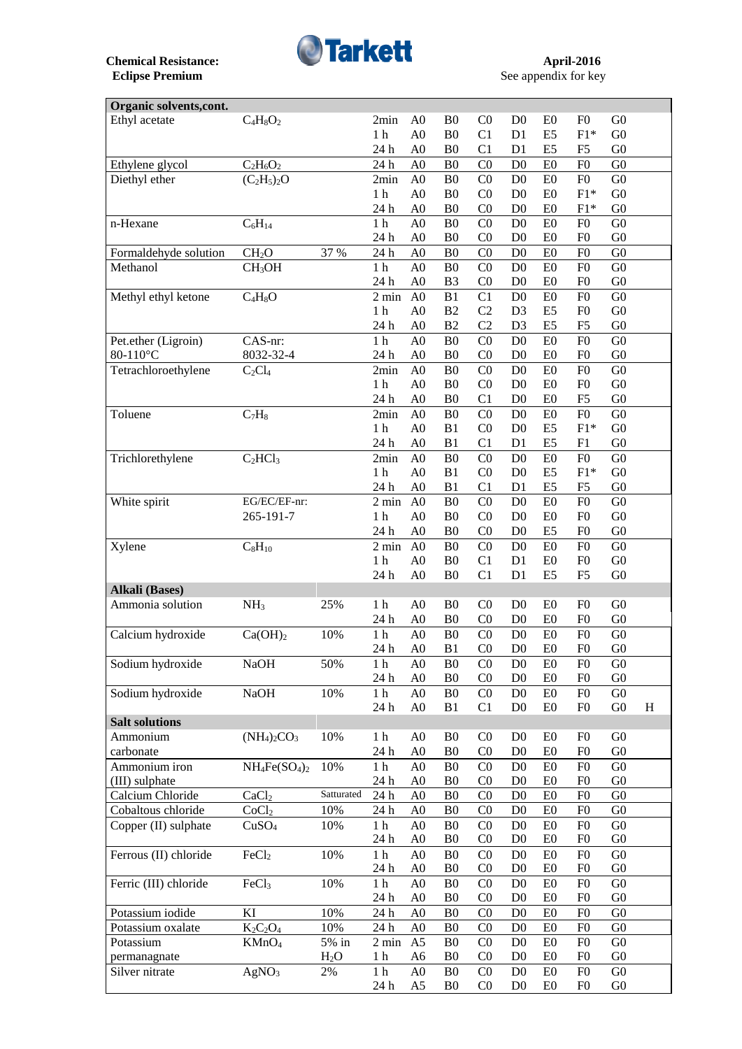**Chemical Resistance: Eclipse Premium**

**April-2016**
See appendix for key

| Organic solvents,cont. | | | | | | | | | | | | |
|---|---|---|---|---|---|---|---|---|---|---|---|---|
| Ethyl acetate | $C_4H_8O_2$ | | 2min | A0 | B0 | C0 | D0 | E0 | F0 | G0 | |
| | | | 1 h | A0 | B0 | C1 | D1 | E5 | F1* | G0 | |
| | | | 24 h | A0 | B0 | C1 | D1 | E5 | F5 | G0 | |
| Ethylene glycol | $C_2H_6O_2$ | | 24 h | A0 | B0 | C0 | D0 | E0 | F0 | G0 | |
| Diethyl ether | $(C_2H_5)_2O$ | | 2min | A0 | B0 | C0 | D0 | E0 | F0 | G0 | |
| | | | 1 h | A0 | B0 | C0 | D0 | E0 | F1* | G0 | |
| | | | 24 h | A0 | B0 | C0 | D0 | E0 | F1* | G0 | |
| n-Hexane | $C_6H_{14}$ | | 1 h | A0 | B0 | C0 | D0 | E0 | F0 | G0 | |
| | | | 24 h | A0 | B0 | C0 | D0 | E0 | F0 | G0 | |
| Formaldehyde solution | $CH_2O$ | 37 % | 24 h | A0 | B0 | C0 | D0 | E0 | F0 | G0 | |
| Methanol | $CH_3OH$ | | 1 h | A0 | B0 | C0 | D0 | E0 | F0 | G0 | |
| | | | 24 h | A0 | B3 | C0 | D0 | E0 | F0 | G0 | |
| Methyl ethyl ketone | $C_4H_8O$ | | 2 min | A0 | B1 | C1 | D0 | E0 | F0 | G0 | |
| | | | 1 h | A0 | B2 | C2 | D3 | E5 | F0 | G0 | |
| | | | 24 h | A0 | B2 | C2 | D3 | E5 | F5 | G0 | |
| Pet.ether (Ligroin) 80-110°C | CAS-nr: 8032-32-4 | | 1 h | A0 | B0 | C0 | D0 | E0 | F0 | G0 | |
| | | | 24 h | A0 | B0 | C0 | D0 | E0 | F0 | G0 | |
| Tetrachloroethylene | $C_2Cl_4$ | | 2min | A0 | B0 | C0 | D0 | E0 | F0 | G0 | |
| | | | 1 h | A0 | B0 | C0 | D0 | E0 | F0 | G0 | |
| | | | 24 h | A0 | B0 | C1 | D0 | E0 | F5 | G0 | |
| Toluene | $C_7H_8$ | | 2min | A0 | B0 | C0 | D0 | E0 | F0 | G0 | |
| | | | 1 h | A0 | B1 | C0 | D0 | E5 | F1* | G0 | |
| | | | 24 h | A0 | B1 | C1 | D1 | E5 | F1 | G0 | |
| Trichlorethylene | $C_2HCl_3$ | | 2min | A0 | B0 | C0 | D0 | E0 | F0 | G0 | |
| | | | 1 h | A0 | B1 | C0 | D0 | E5 | F1* | G0 | |
| | | | 24 h | A0 | B1 | C1 | D1 | E5 | F5 | G0 | |
| White spirit | EG/EC/EF-nr: 265-191-7 | | 2 min | A0 | B0 | C0 | D0 | E0 | F0 | G0 | |
| | | | 1 h | A0 | B0 | C0 | D0 | E0 | F0 | G0 | |
| | | | 24 h | A0 | B0 | C0 | D0 | E5 | F0 | G0 | |
| Xylene | $C_8H_{10}$ | | 2 min | A0 | B0 | C0 | D0 | E0 | F0 | G0 | |
| | | | 1 h | A0 | B0 | C1 | D1 | E0 | F0 | G0 | |
| | | | 24 h | A0 | B0 | C1 | D1 | E5 | F5 | G0 | |
| **Alkali (Bases)** | | | | | | | | | | | |
| Ammonia solution | $NH_3$ | 25% | 1 h | A0 | B0 | C0 | D0 | E0 | F0 | G0 | |
| | | | 24 h | A0 | B0 | C0 | D0 | E0 | F0 | G0 | |
| Calcium hydroxide | $Ca(OH)_2$ | 10% | 1 h | A0 | B0 | C0 | D0 | E0 | F0 | G0 | |
| | | | 24 h | A0 | B1 | C0 | D0 | E0 | F0 | G0 | |
| Sodium hydroxide | NaOH | 50% | 1 h | A0 | B0 | C0 | D0 | E0 | F0 | G0 | |
| | | | 24 h | A0 | B0 | C0 | D0 | E0 | F0 | G0 | |
| Sodium hydroxide | NaOH | 10% | 1 h | A0 | B0 | C0 | D0 | E0 | F0 | G0 | |
| | | | 24 h | A0 | B1 | C1 | D0 | E0 | F0 | G0 | H |
| **Salt solutions** | | | | | | | | | | | |
| Ammonium carbonate | $(NH_4)_2CO_3$ | 10% | 1 h | A0 | B0 | C0 | D0 | E0 | F0 | G0 | |
| | | | 24 h | A0 | B0 | C0 | D0 | E0 | F0 | G0 | |
| Ammonium iron (III) sulphate | $NH_4Fe(SO_4)_2$ | 10% | 1 h | A0 | B0 | C0 | D0 | E0 | F0 | G0 | |
| | | | 24 h | A0 | B0 | C0 | D0 | E0 | F0 | G0 | |
| Calcium Chloride | $CaCl_2$ | Satturated | 24 h | A0 | B0 | C0 | D0 | E0 | F0 | G0 | |
| Cobaltous chloride | $CoCl_2$ | 10% | 24 h | A0 | B0 | C0 | D0 | E0 | F0 | G0 | |
| Copper (II) sulphate | $CuSO_4$ | 10% | 1 h | A0 | B0 | C0 | D0 | E0 | F0 | G0 | |
| | | | 24 h | A0 | B0 | C0 | D0 | E0 | F0 | G0 | |
| Ferrous (II) chloride | $FeCl_2$ | 10% | 1 h | A0 | B0 | C0 | D0 | E0 | F0 | G0 | |
| | | | 24 h | A0 | B0 | C0 | D0 | E0 | F0 | G0 | |
| Ferric (III) chloride | $FeCl_3$ | 10% | 1 h | A0 | B0 | C0 | D0 | E0 | F0 | G0 | |
| | | | 24 h | A0 | B0 | C0 | D0 | E0 | F0 | G0 | |
| Potassium iodide | KI | 10% | 24 h | A0 | B0 | C0 | D0 | E0 | F0 | G0 | |
| Potassium oxalate | $K_2C_2O_4$ | 10% | 24 h | A0 | B0 | C0 | D0 | E0 | F0 | G0 | |
| Potassium permanagnate | $KMnO_4$ | 5% in $H_2O$ | 2 min | A5 | B0 | C0 | D0 | E0 | F0 | G0 | |
| | | | 1 h | A6 | B0 | C0 | D0 | E0 | F0 | G0 | |
| Silver nitrate | $AgNO_3$ | 2% | 1 h | A0 | B0 | C0 | D0 | E0 | F0 | G0 | |
| | | | 24 h | A5 | B0 | C0 | D0 | E0 | F0 | G0 | |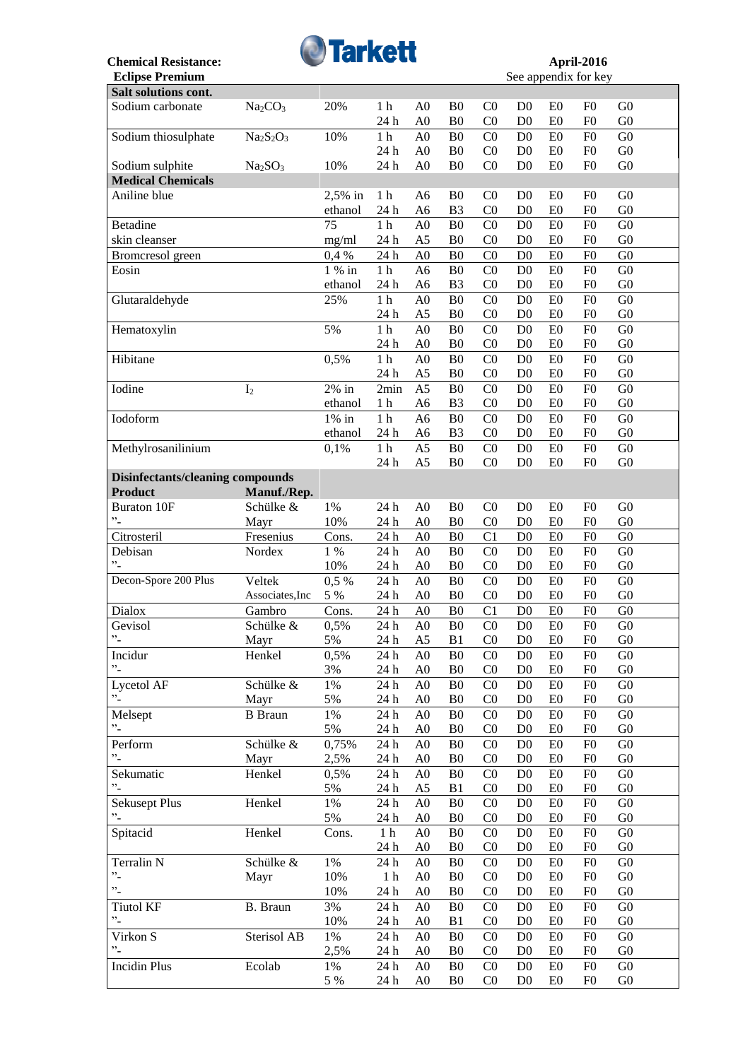**Chemical Resistance:** **Eclipse Premium**

**April-2016**
See appendix for key

| Salt solutions cont. | | | | | | | | | | | |
|---|---|---|---|---|---|---|---|---|---|---|---|
| Sodium carbonate | $Na_2CO_3$ | 20% | 1 h | A0 | B0 | C0 | D0 | E0 | F0 | G0 |
| | | | 24 h | A0 | B0 | C0 | D0 | E0 | F0 | G0 |
| Sodium thiosulphate | $Na_2S_2O_3$ | 10% | 1 h | A0 | B0 | C0 | D0 | E0 | F0 | G0 |
| | | | 24 h | A0 | B0 | C0 | D0 | E0 | F0 | G0 |
| Sodium sulphite | $Na_2SO_3$ | 10% | 24 h | A0 | B0 | C0 | D0 | E0 | F0 | G0 |
| **Medical Chemicals** | | | | | | | | | | |
| Aniline blue | | 2,5% in | 1 h | A6 | B0 | C0 | D0 | E0 | F0 | G0 |
| | | ethanol | 24 h | A6 | B3 | C0 | D0 | E0 | F0 | G0 |
| Betadine | | 75 | 1 h | A0 | B0 | C0 | D0 | E0 | F0 | G0 |
| skin cleanser | | mg/ml | 24 h | A5 | B0 | C0 | D0 | E0 | F0 | G0 |
| Bromcresol green | | 0,4 % | 24 h | A0 | B0 | C0 | D0 | E0 | F0 | G0 |
| Eosin | | 1 % in | 1 h | A6 | B0 | C0 | D0 | E0 | F0 | G0 |
| | | ethanol | 24 h | A6 | B3 | C0 | D0 | E0 | F0 | G0 |
| Glutaraldehyde | | 25% | 1 h | A0 | B0 | C0 | D0 | E0 | F0 | G0 |
| | | | 24 h | A5 | B0 | C0 | D0 | E0 | F0 | G0 |
| Hematoxylin | | 5% | 1 h | A0 | B0 | C0 | D0 | E0 | F0 | G0 |
| | | | 24 h | A0 | B0 | C0 | D0 | E0 | F0 | G0 |
| Hibitane | | 0,5% | 1 h | A0 | B0 | C0 | D0 | E0 | F0 | G0 |
| | | | 24 h | A5 | B0 | C0 | D0 | E0 | F0 | G0 |
| Iodine | $I_2$ | 2% in | 2min | A5 | B0 | C0 | D0 | E0 | F0 | G0 |
| | | ethanol | 1 h | A6 | B3 | C0 | D0 | E0 | F0 | G0 |
| Iodoform | | 1% in | 1 h | A6 | B0 | C0 | D0 | E0 | F0 | G0 |
| | | ethanol | 24 h | A6 | B3 | C0 | D0 | E0 | F0 | G0 |
| Methylrosanilinium | | 0,1% | 1 h | A5 | B0 | C0 | D0 | E0 | F0 | G0 |
| | | | 24 h | A5 | B0 | C0 | D0 | E0 | F0 | G0 |
| **Disinfectants/cleaning compounds** | | | | | | | | | | |
| **Product** | **Manuf./Rep.** | | | | | | | | | |
| Buraton 10F | Schülke & | 1% | 24 h | A0 | B0 | C0 | D0 | E0 | F0 | G0 |
| ”- | Mayr | 10% | 24 h | A0 | B0 | C0 | D0 | E0 | F0 | G0 |
| Citrosteril | Fresenius | Cons. | 24 h | A0 | B0 | C1 | D0 | E0 | F0 | G0 |
| Debisan | Nordex | 1 % | 24 h | A0 | B0 | C0 | D0 | E0 | F0 | G0 |
| ”- | | 10% | 24 h | A0 | B0 | C0 | D0 | E0 | F0 | G0 |
| Decon-Spore 200 Plus | Veltek | 0,5 % | 24 h | A0 | B0 | C0 | D0 | E0 | F0 | G0 |
| | Associates,Inc | 5 % | 24 h | A0 | B0 | C0 | D0 | E0 | F0 | G0 |
| Dialox | Gambro | Cons. | 24 h | A0 | B0 | C1 | D0 | E0 | F0 | G0 |
| Gevisol | Schülke & | 0,5% | 24 h | A0 | B0 | C0 | D0 | E0 | F0 | G0 |
| ”- | Mayr | 5% | 24 h | A5 | B1 | C0 | D0 | E0 | F0 | G0 |
| Incidur | Henkel | 0,5% | 24 h | A0 | B0 | C0 | D0 | E0 | F0 | G0 |
| ”- | | 3% | 24 h | A0 | B0 | C0 | D0 | E0 | F0 | G0 |
| Lycetol AF | Schülke & | 1% | 24 h | A0 | B0 | C0 | D0 | E0 | F0 | G0 |
| ”- | Mayr | 5% | 24 h | A0 | B0 | C0 | D0 | E0 | F0 | G0 |
| Melsept | B Braun | 1% | 24 h | A0 | B0 | C0 | D0 | E0 | F0 | G0 |
| ”- | | 5% | 24 h | A0 | B0 | C0 | D0 | E0 | F0 | G0 |
| Perform | Schülke & | 0,75% | 24 h | A0 | B0 | C0 | D0 | E0 | F0 | G0 |
| ”- | Mayr | 2,5% | 24 h | A0 | B0 | C0 | D0 | E0 | F0 | G0 |
| Sekumatic | Henkel | 0,5% | 24 h | A0 | B0 | C0 | D0 | E0 | F0 | G0 |
| ”- | | 5% | 24 h | A5 | B1 | C0 | D0 | E0 | F0 | G0 |
| Sekusept Plus | Henkel | 1% | 24 h | A0 | B0 | C0 | D0 | E0 | F0 | G0 |
| ”- | | 5% | 24 h | A0 | B0 | C0 | D0 | E0 | F0 | G0 |
| Spitacid | Henkel | Cons. | 1 h | A0 | B0 | C0 | D0 | E0 | F0 | G0 |
| | | | 24 h | A0 | B0 | C0 | D0 | E0 | F0 | G0 |
| Terralin N | Schülke & | 1% | 24 h | A0 | B0 | C0 | D0 | E0 | F0 | G0 |
| ”- | Mayr | 10% | 1 h | A0 | B0 | C0 | D0 | E0 | F0 | G0 |
| ”- | | 10% | 24 h | A0 | B0 | C0 | D0 | E0 | F0 | G0 |
| Tiutol KF | B. Braun | 3% | 24 h | A0 | B0 | C0 | D0 | E0 | F0 | G0 |
| ”- | | 10% | 24 h | A0 | B1 | C0 | D0 | E0 | F0 | G0 |
| Virkon S | Sterisol AB | 1% | 24 h | A0 | B0 | C0 | D0 | E0 | F0 | G0 |
| ”- | | 2,5% | 24 h | A0 | B0 | C0 | D0 | E0 | F0 | G0 |
| Incidin Plus | Ecolab | 1% | 24 h | A0 | B0 | C0 | D0 | E0 | F0 | G0 |
| | | 5 % | 24 h | A0 | B0 | C0 | D0 | E0 | F0 | G0 |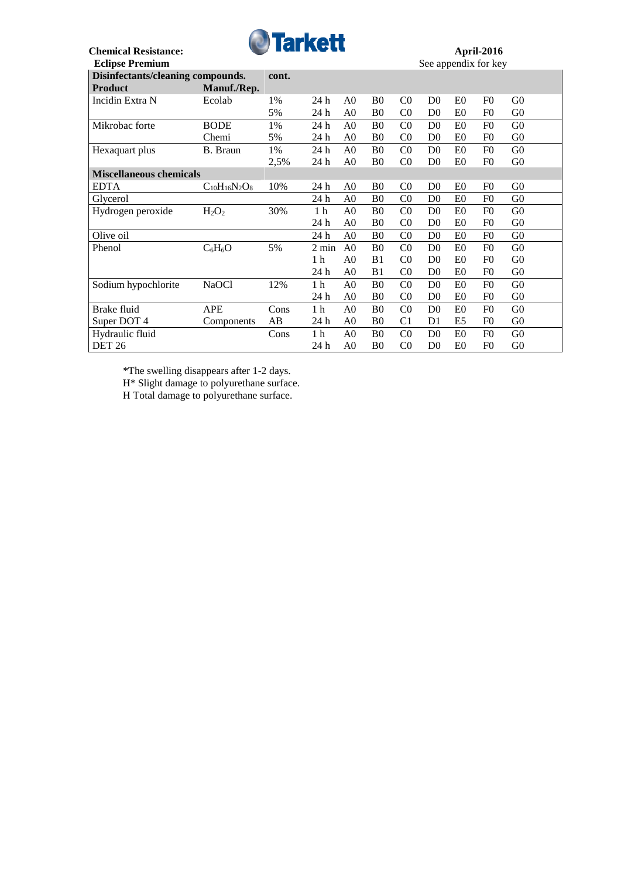**Chemical Resistance:** **April-2016**

**Eclipse Premium** See appendix for key

| Disinfectants/cleaning compounds. | | cont. | | | | | | | | |
|---|---|---|---|---|---|---|---|---|---|---|
| **Product** | **Manuf./Rep.** | | | | | | | | | |
| Incidin Extra N | Ecolab | 1% | 24 h | A0 | B0 | C0 | D0 | E0 | F0 | G0 |
| | | 5% | 24 h | A0 | B0 | C0 | D0 | E0 | F0 | G0 |
| Mikrobac forte | BODE | 1% | 24 h | A0 | B0 | C0 | D0 | E0 | F0 | G0 |
| | Chemi | 5% | 24 h | A0 | B0 | C0 | D0 | E0 | F0 | G0 |
| Hexaquart plus | B. Braun | 1% | 24 h | A0 | B0 | C0 | D0 | E0 | F0 | G0 |
| | | 2,5% | 24 h | A0 | B0 | C0 | D0 | E0 | F0 | G0 |
| **Miscellaneous chemicals** | | | | | | | | | | |
| EDTA | $C_{10}H_{16}N_2O_8$ | 10% | 24 h | A0 | B0 | C0 | D0 | E0 | F0 | G0 |
| Glycerol | | | 24 h | A0 | B0 | C0 | D0 | E0 | F0 | G0 |
| Hydrogen peroxide | $H_2O_2$ | 30% | 1 h | A0 | B0 | C0 | D0 | E0 | F0 | G0 |
| | | | 24 h | A0 | B0 | C0 | D0 | E0 | F0 | G0 |
| Olive oil | | | 24 h | A0 | B0 | C0 | D0 | E0 | F0 | G0 |
| Phenol | $C_6H_6O$ | 5% | 2 min | A0 | B0 | C0 | D0 | E0 | F0 | G0 |
| | | | 1 h | A0 | B1 | C0 | D0 | E0 | F0 | G0 |
| | | | 24 h | A0 | B1 | C0 | D0 | E0 | F0 | G0 |
| Sodium hypochlorite | NaOCl | 12% | 1 h | A0 | B0 | C0 | D0 | E0 | F0 | G0 |
| | | | 24 h | A0 | B0 | C0 | D0 | E0 | F0 | G0 |
| Brake fluid | APE | Cons | 1 h | A0 | B0 | C0 | D0 | E0 | F0 | G0 |
| Super DOT 4 | Components | AB | 24 h | A0 | B0 | C1 | D1 | E5 | F0 | G0 |
| Hydraulic fluid | | Cons | 1 h | A0 | B0 | C0 | D0 | E0 | F0 | G0 |
| DET 26 | | | 24 h | A0 | B0 | C0 | D0 | E0 | F0 | G0 |

*The swelling disappears after 1-2 days.

H* Slight damage to polyurethane surface.

H Total damage to polyurethane surface.